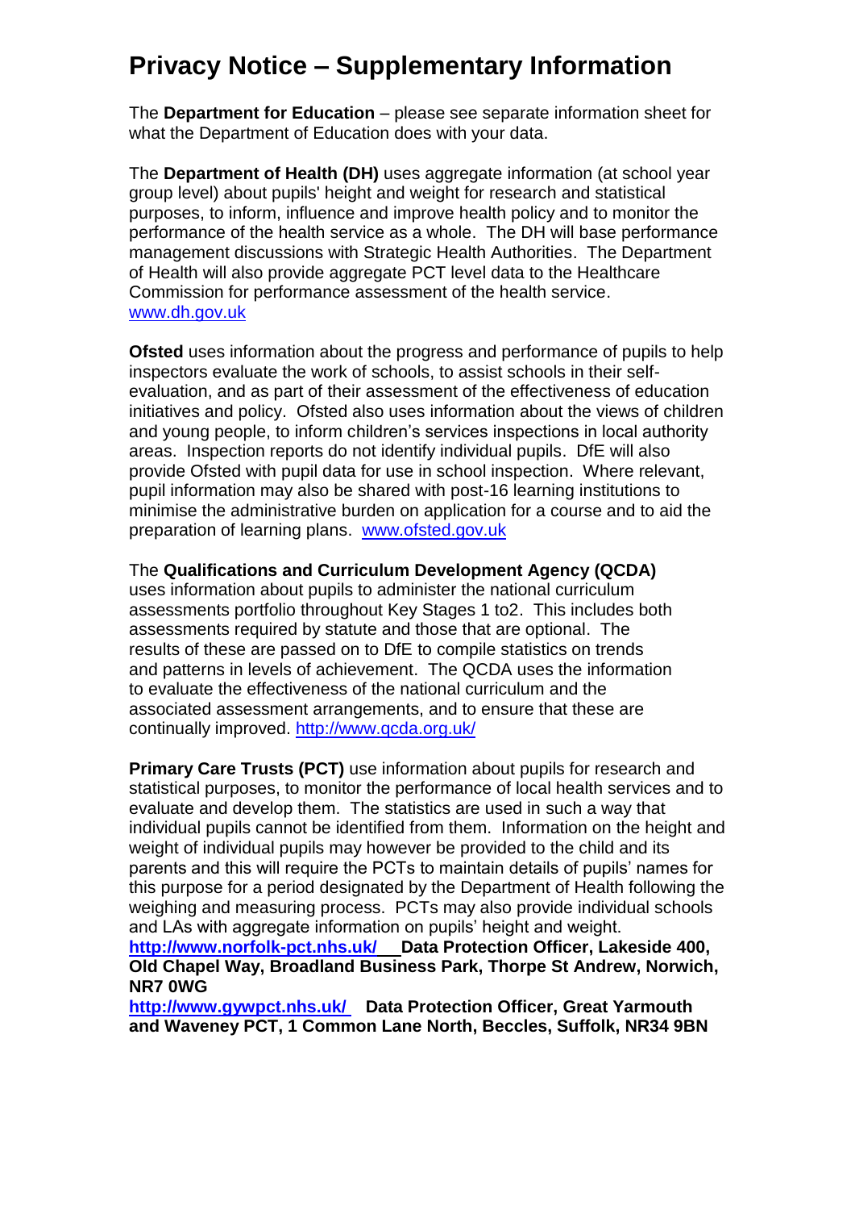# Privacy Notice – Supplementary Information

The **Department for Education** – please see separate information sheet for what the Department of Education does with your data.

The **Department of Health (DH)** uses aggregate information (at school year group level) about pupils' height and weight for research and statistical purposes, to inform, influence and improve health policy and to monitor the performance of the health service as a whole. The DH will base performance management discussions with Strategic Health Authorities. The Department of Health will also provide aggregate PCT level data to the Healthcare Commission for performance assessment of the health service. www.dh.gov.uk

**Ofsted** uses information about the progress and performance of pupils to help inspectors evaluate the work of schools, to assist schools in their self-evaluation, and as part of their assessment of the effectiveness of education initiatives and policy. Ofsted also uses information about the views of children and young people, to inform children's services inspections in local authority areas. Inspection reports do not identify individual pupils. DfE will also provide Ofsted with pupil data for use in school inspection. Where relevant, pupil information may also be shared with post-16 learning institutions to minimise the administrative burden on application for a course and to aid the preparation of learning plans. www.ofsted.gov.uk

The **Qualifications and Curriculum Development Agency (QCDA)** uses information about pupils to administer the national curriculum assessments portfolio throughout Key Stages 1 to2. This includes both assessments required by statute and those that are optional. The results of these are passed on to DfE to compile statistics on trends and patterns in levels of achievement. The QCDA uses the information to evaluate the effectiveness of the national curriculum and the associated assessment arrangements, and to ensure that these are continually improved. http://www.qcda.org.uk/

**Primary Care Trusts (PCT)** use information about pupils for research and statistical purposes, to monitor the performance of local health services and to evaluate and develop them. The statistics are used in such a way that individual pupils cannot be identified from them. Information on the height and weight of individual pupils may however be provided to the child and its parents and this will require the PCTs to maintain details of pupils' names for this purpose for a period designated by the Department of Health following the weighing and measuring process. PCTs may also provide individual schools and LAs with aggregate information on pupils' height and weight.
**http://www.norfolk-pct.nhs.uk/ Data Protection Officer, Lakeside 400, Old Chapel Way, Broadland Business Park, Thorpe St Andrew, Norwich, NR7 0WG**
**http://www.gywpct.nhs.uk/ Data Protection Officer, Great Yarmouth and Waveney PCT, 1 Common Lane North, Beccles, Suffolk, NR34 9BN**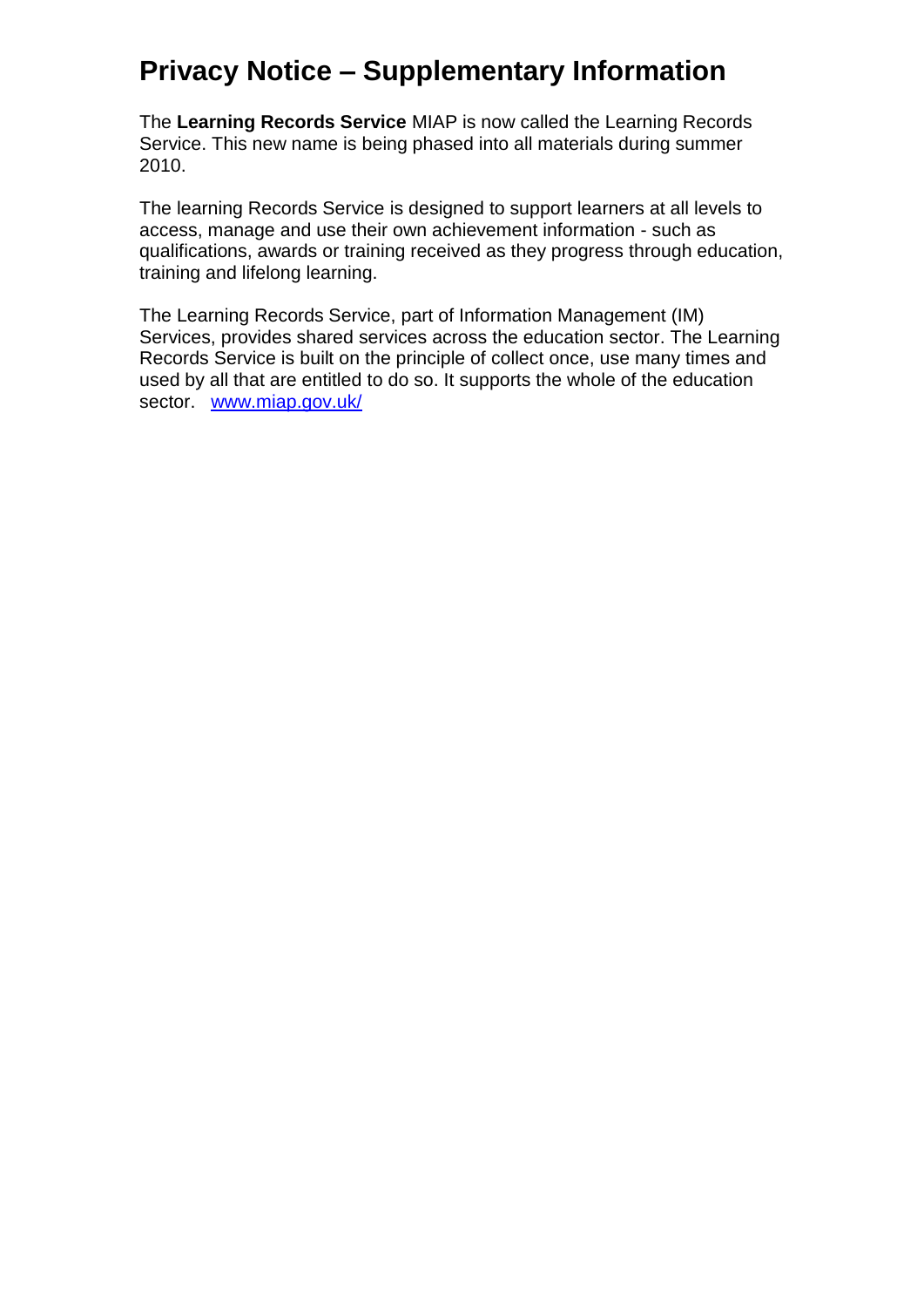# Privacy Notice – Supplementary Information

The **Learning Records Service** MIAP is now called the Learning Records Service. This new name is being phased into all materials during summer 2010.

The learning Records Service is designed to support learners at all levels to access, manage and use their own achievement information - such as qualifications, awards or training received as they progress through education, training and lifelong learning.

The Learning Records Service, part of Information Management (IM) Services, provides shared services across the education sector. The Learning Records Service is built on the principle of collect once, use many times and used by all that are entitled to do so. It supports the whole of the education sector. [www.miap.gov.uk/](www.miap.gov.uk/)